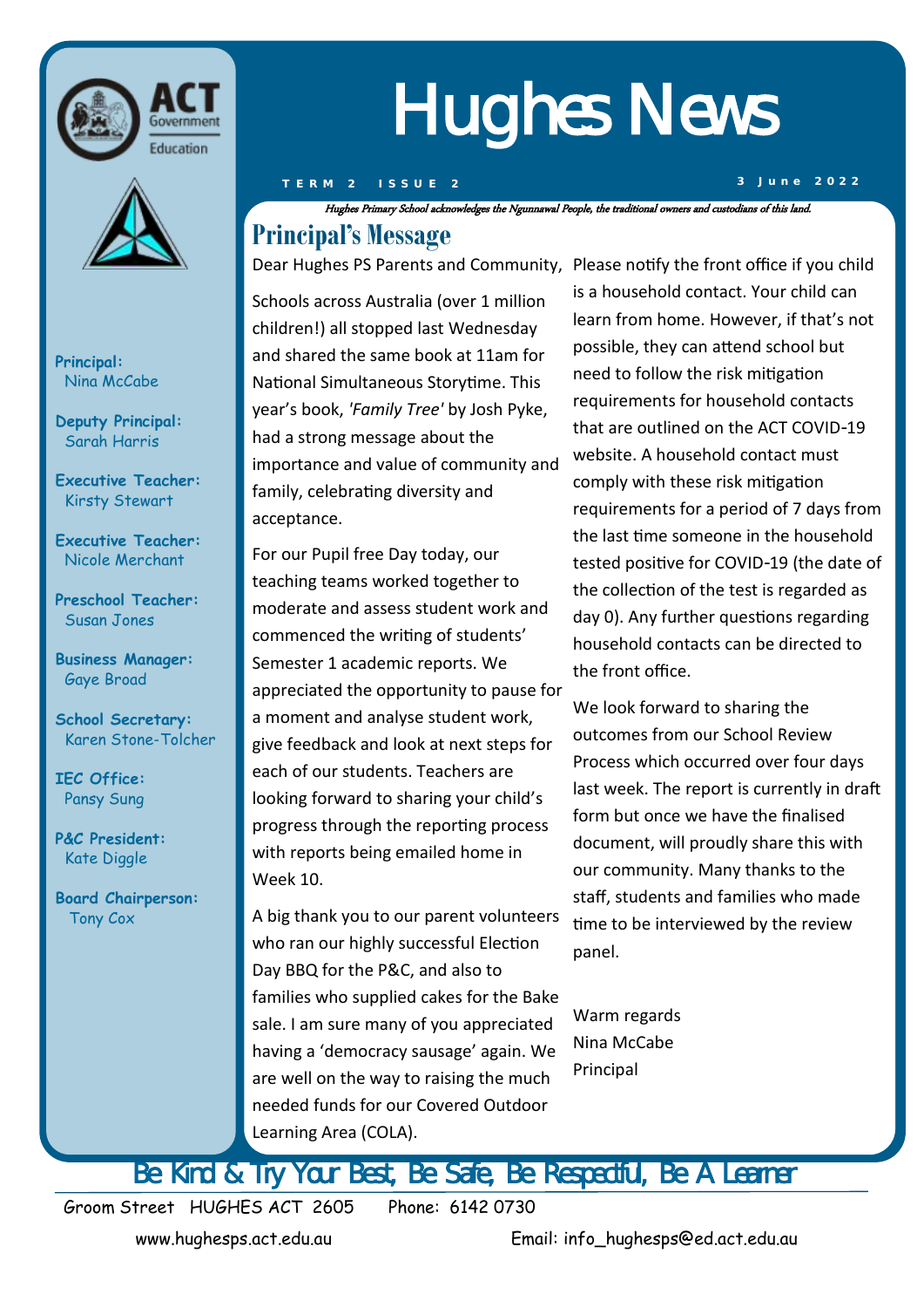# Hughes News

**TERM 2 ISSUE 2** — **3 June 2022**

*Hughes Primary School acknowledges the Ngunnawal People, the traditional owners and custodians of this land.*

**Principal:**
Nina McCabe

**Deputy Principal:**
Sarah Harris

**Executive Teacher:**
Kirsty Stewart

**Executive Teacher:**
Nicole Merchant

**Preschool Teacher:**
Susan Jones

**Business Manager:**
Gaye Broad

**School Secretary:**
Karen Stone-Tolcher

**IEC Office:**
Pansy Sung

**P&C President:**
Kate Diggle

**Board Chairperson:**
Tony Cox

## Principal's Message

Dear Hughes PS Parents and Community,

Schools across Australia (over 1 million children!) all stopped last Wednesday and shared the same book at 11am for National Simultaneous Storytime. This year's book, *'Family Tree'* by Josh Pyke, had a strong message about the importance and value of community and family, celebrating diversity and acceptance.

For our Pupil free Day today, our teaching teams worked together to moderate and assess student work and commenced the writing of students' Semester 1 academic reports. We appreciated the opportunity to pause for a moment and analyse student work, give feedback and look at next steps for each of our students. Teachers are looking forward to sharing your child's progress through the reporting process with reports being emailed home in Week 10.

A big thank you to our parent volunteers who ran our highly successful Election Day BBQ for the P&C, and also to families who supplied cakes for the Bake sale. I am sure many of you appreciated having a 'democracy sausage' again. We are well on the way to raising the much needed funds for our Covered Outdoor Learning Area (COLA).

Please notify the front office if you child is a household contact. Your child can learn from home. However, if that's not possible, they can attend school but need to follow the risk mitigation requirements for household contacts that are outlined on the ACT COVID-19 website. A household contact must comply with these risk mitigation requirements for a period of 7 days from the last time someone in the household tested positive for COVID-19 (the date of the collection of the test is regarded as day 0). Any further questions regarding household contacts can be directed to the front office.

We look forward to sharing the outcomes from our School Review Process which occurred over four days last week. The report is currently in draft form but once we have the finalised document, will proudly share this with our community. Many thanks to the staff, students and families who made time to be interviewed by the review panel.

Warm regards
Nina McCabe
Principal

Be Kind & Try Your Best, Be Safe, Be Respectful, Be A Learner

Groom Street HUGHES ACT 2605 Phone: 6142 0730

www.hughesps.act.edu.au Email: info_hughesps@ed.act.edu.au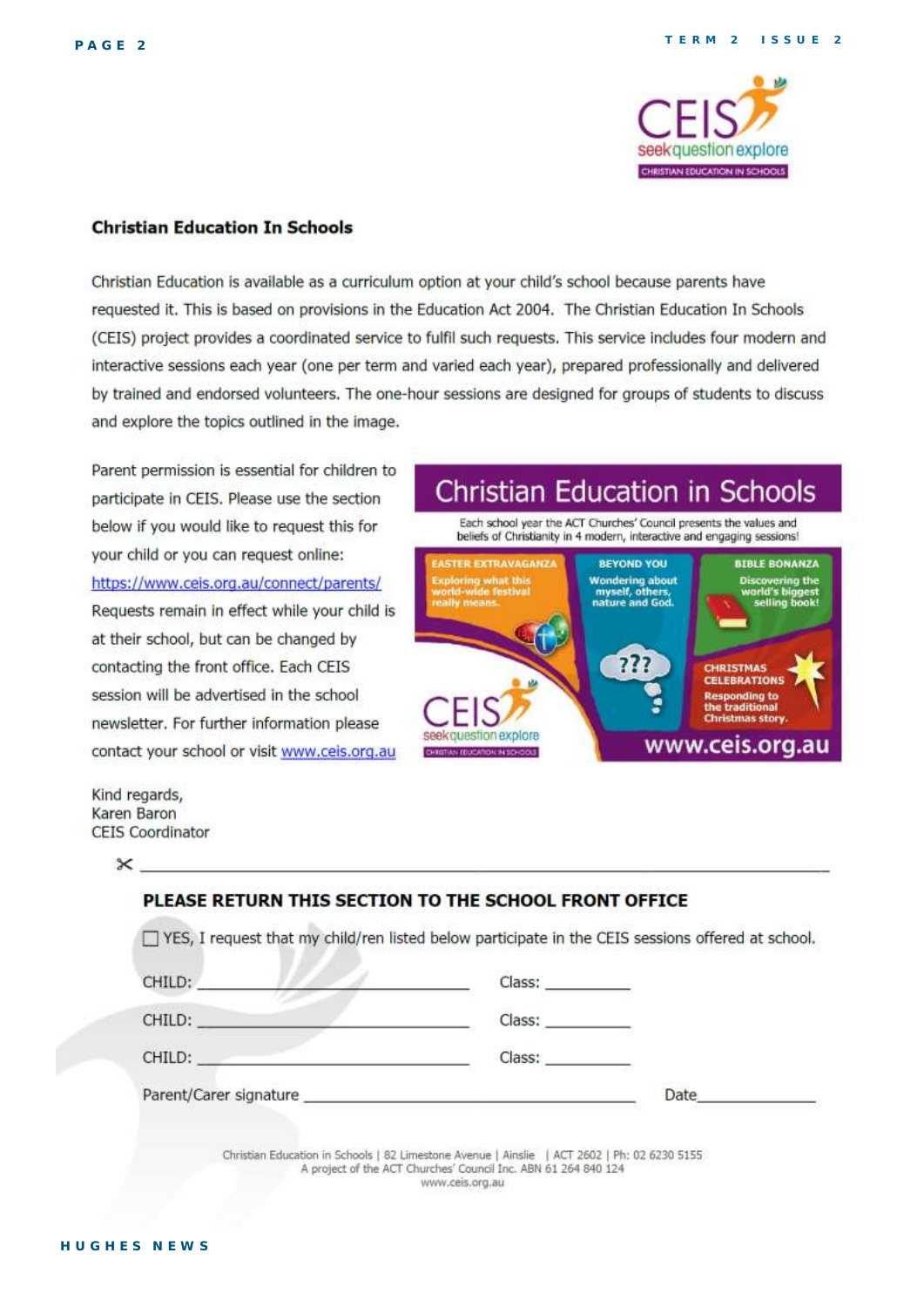## Christian Education In Schools

Christian Education is available as a curriculum option at your child's school because parents have requested it. This is based on provisions in the Education Act 2004. The Christian Education In Schools (CEIS) project provides a coordinated service to fulfil such requests. This service includes four modern and interactive sessions each year (one per term and varied each year), prepared professionally and delivered by trained and endorsed volunteers. The one-hour sessions are designed for groups of students to discuss and explore the topics outlined in the image.

Parent permission is essential for children to participate in CEIS. Please use the section below if you would like to request this for your child or you can request online: https://www.ceis.org.au/connect/parents/ Requests remain in effect while your child is at their school, but can be changed by contacting the front office. Each CEIS session will be advertised in the school newsletter. For further information please contact your school or visit www.ceis.org.au

**Christian Education in Schools**

Each school year the ACT Churches' Council presents the values and beliefs of Christianity in 4 modern, interactive and engaging sessions!

- **EASTER EXTRAVAGANZA** – Exploring what this world-wide festival really means.
- **BEYOND YOU** – Wondering about myself, others, nature and God.
- **BIBLE BONANZA** – Discovering the world's biggest selling book!
- **CHRISTMAS CELEBRATIONS** – Responding to the traditional Christmas story.

www.ceis.org.au

Kind regards,
Karen Baron
CEIS Coordinator

✂ ___

**PLEASE RETURN THIS SECTION TO THE SCHOOL FRONT OFFICE**

☐ YES, I request that my child/ren listed below participate in the CEIS sessions offered at school.

CHILD: ______________________ Class: __________

CHILD: ______________________ Class: __________

CHILD: ______________________ Class: __________

Parent/Carer signature ______________________ Date______________

Christian Education in Schools | 82 Limestone Avenue | Ainslie | ACT 2602 | Ph: 02 6230 5155
A project of the ACT Churches' Council Inc. ABN 61 264 840 124
www.ceis.org.au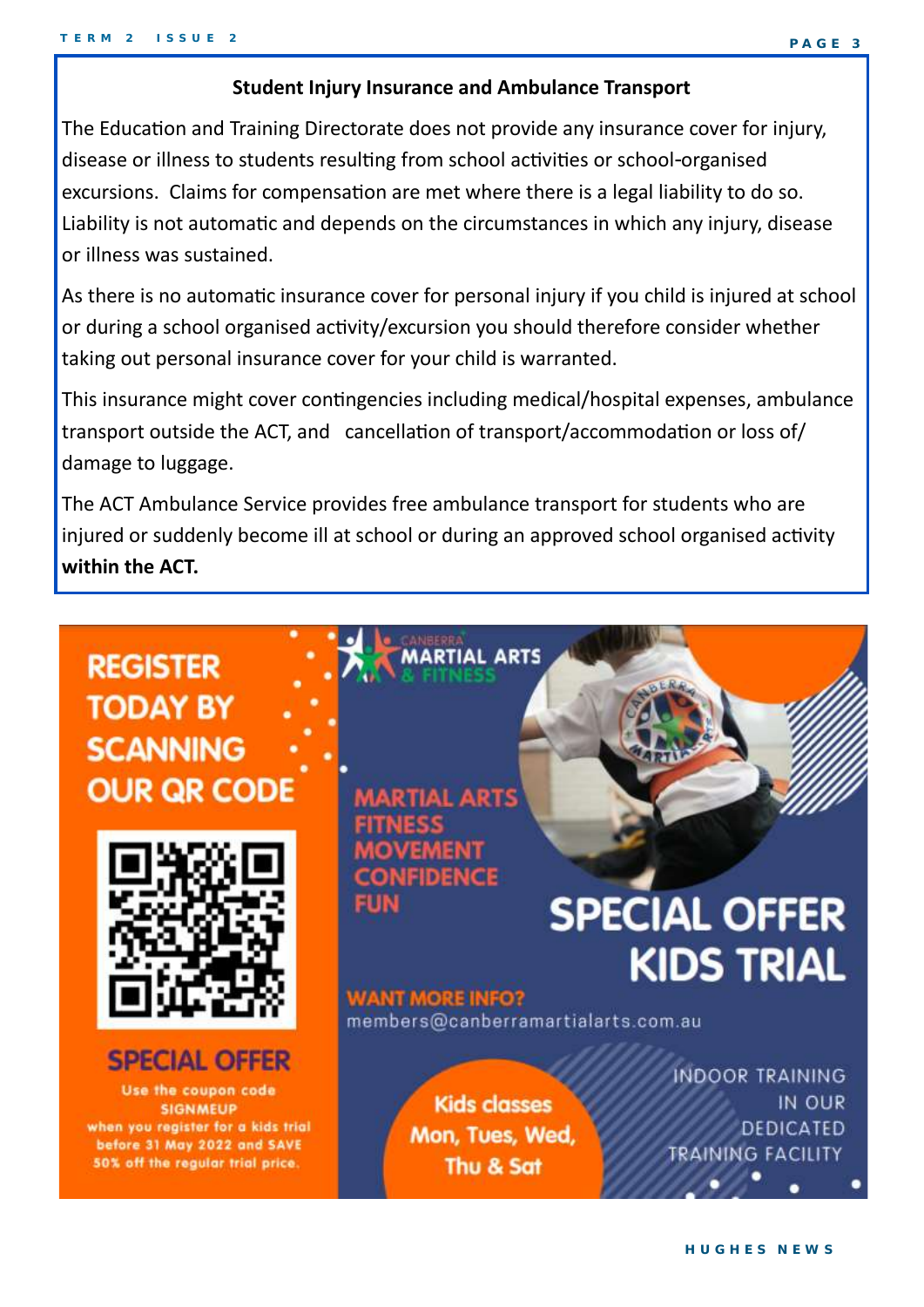## Student Injury Insurance and Ambulance Transport

The Education and Training Directorate does not provide any insurance cover for injury, disease or illness to students resulting from school activities or school-organised excursions. Claims for compensation are met where there is a legal liability to do so. Liability is not automatic and depends on the circumstances in which any injury, disease or illness was sustained.

As there is no automatic insurance cover for personal injury if you child is injured at school or during a school organised activity/excursion you should therefore consider whether taking out personal insurance cover for your child is warranted.

This insurance might cover contingencies including medical/hospital expenses, ambulance transport outside the ACT, and cancellation of transport/accommodation or loss of/ damage to luggage.

The ACT Ambulance Service provides free ambulance transport for students who are injured or suddenly become ill at school or during an approved school organised activity **within the ACT.**

**REGISTER TODAY BY SCANNING OUR QR CODE**

**SPECIAL OFFER**

Use the coupon code SIGNMEUP when you register for a kids trial before 31 May 2022 and SAVE 50% off the regular trial price.

CANBERRA MARTIAL ARTS & FITNESS

MARTIAL ARTS
FITNESS
MOVEMENT
CONFIDENCE
FUN

**SPECIAL OFFER KIDS TRIAL**

WANT MORE INFO?
members@canberramartialarts.com.au

Kids classes Mon, Tues, Wed, Thu & Sat

INDOOR TRAINING IN OUR DEDICATED TRAINING FACILITY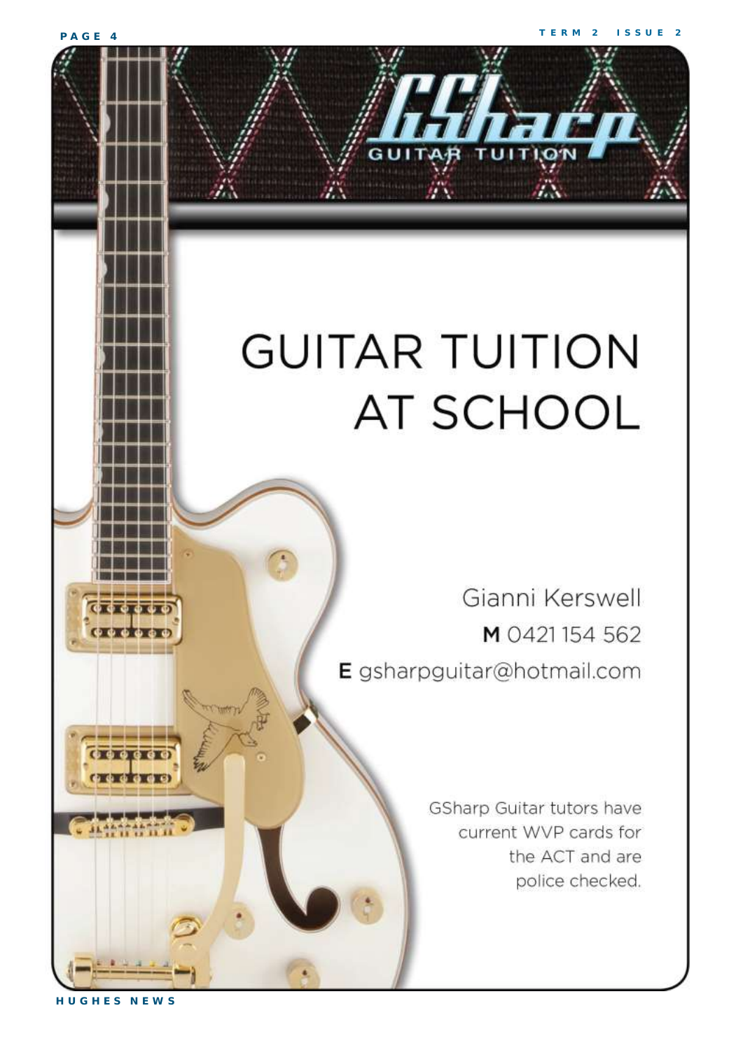GSharp GUITAR TUITION

# GUITAR TUITION AT SCHOOL

Gianni Kerswell

**M** 0421 154 562

**E** gsharpguitar@hotmail.com

GSharp Guitar tutors have current WVP cards for the ACT and are police checked.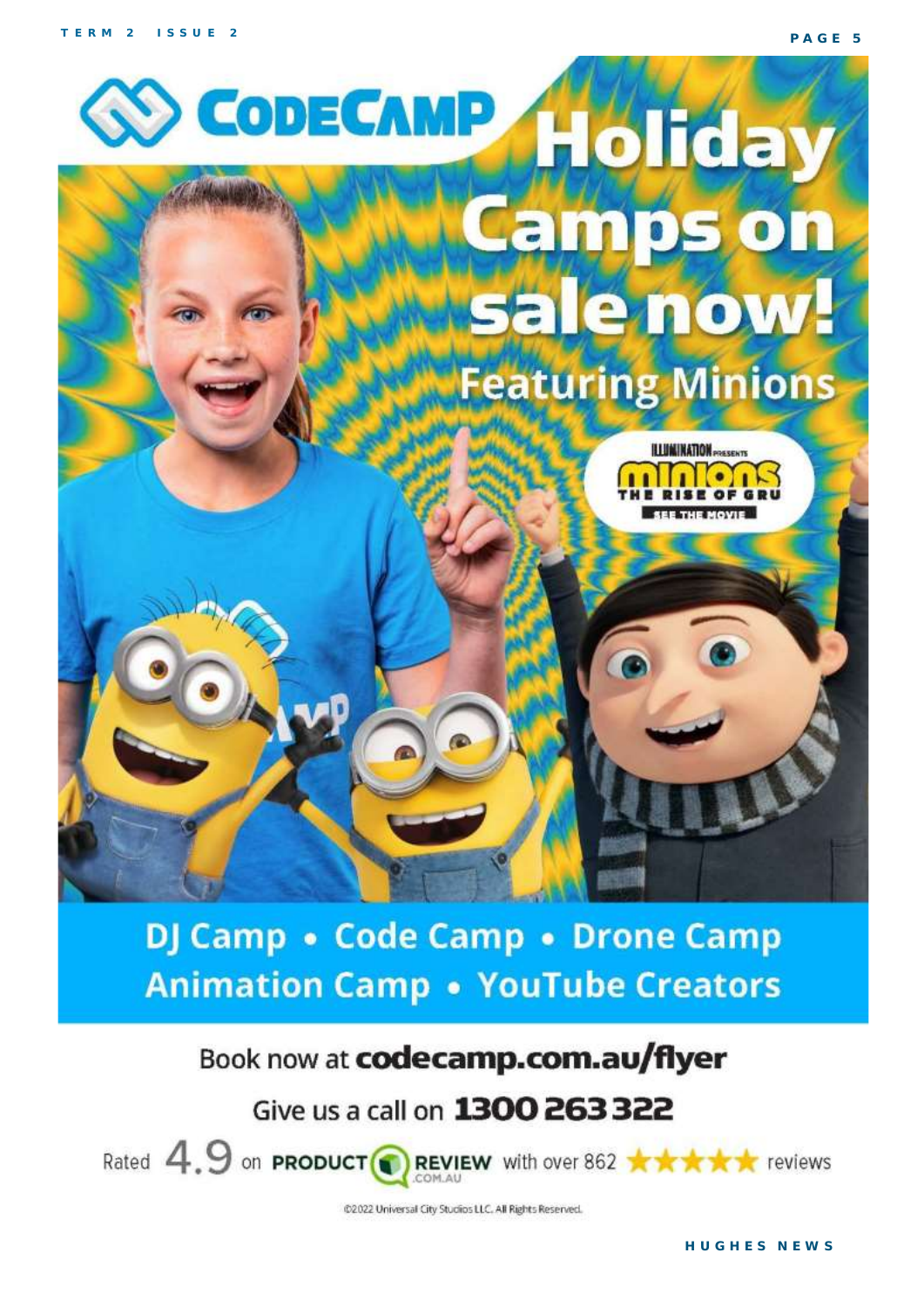# CODECAMP

# Holiday Camps on sale now!

## Featuring Minions

ILLUMINATION PRESENTS MINIONS THE RISE OF GRU SEE THE MOVIE

**DJ Camp • Code Camp • Drone Camp**
**Animation Camp • YouTube Creators**

Book now at **codecamp.com.au/flyer**

Give us a call on **1300 263 322**

Rated 4.9 on PRODUCT REVIEW .COM.AU with over 862 ★★★★★ reviews

©2022 Universal City Studios LLC. All Rights Reserved.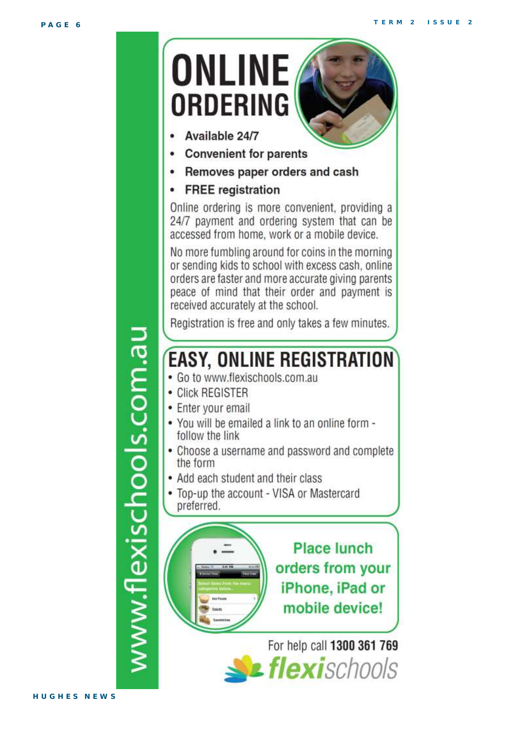www.flexischools.com.au

# ONLINE ORDERING

- Available 24/7
- Convenient for parents
- Removes paper orders and cash
- FREE registration

Online ordering is more convenient, providing a 24/7 payment and ordering system that can be accessed from home, work or a mobile device.

No more fumbling around for coins in the morning or sending kids to school with excess cash, online orders are faster and more accurate giving parents peace of mind that their order and payment is received accurately at the school.

Registration is free and only takes a few minutes.

## EASY, ONLINE REGISTRATION

- Go to www.flexischools.com.au
- Click REGISTER
- Enter your email
- You will be emailed a link to an online form - follow the link
- Choose a username and password and complete the form
- Add each student and their class
- Top-up the account - VISA or Mastercard preferred.

**Place lunch orders from your iPhone, iPad or mobile device!**

For help call **1300 361 769**

flexischools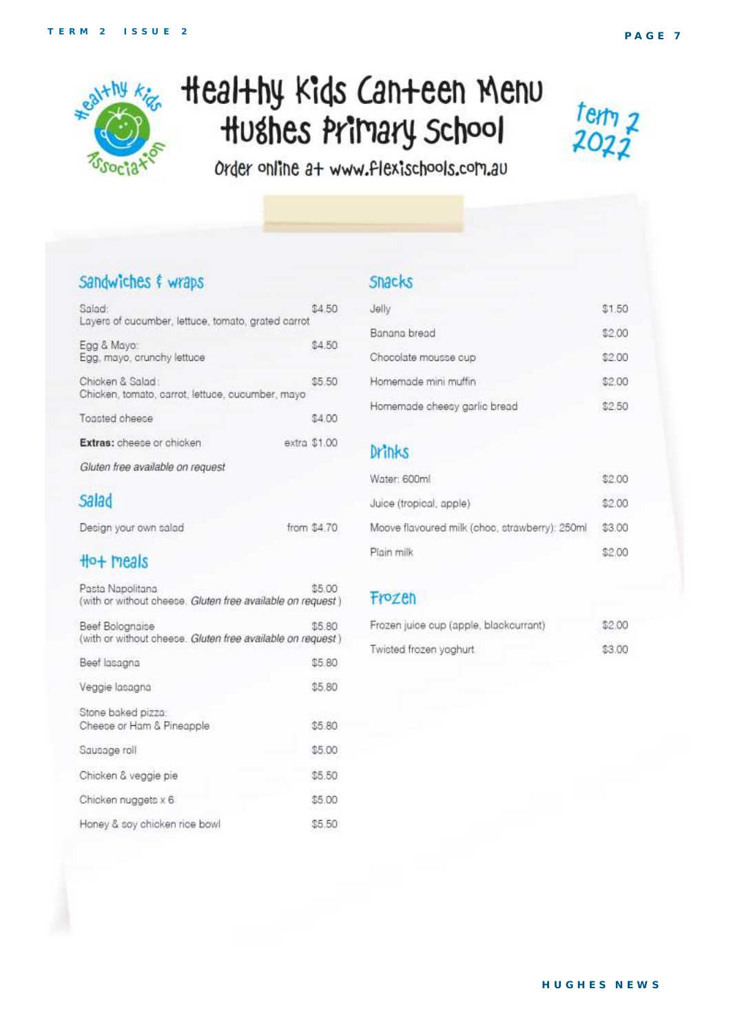# Healthy Kids Canteen Menu
# Hughes Primary School

Term 2 2022

Order online at www.flexischools.com.au

## Sandwiches & wraps

| | |
|---|---|
| Salad: Layers of cucumber, lettuce, tomato, grated carrot | $4.50 |
| Egg & Mayo: Egg, mayo, crunchy lettuce | $4.50 |
| Chicken & Salad: Chicken, tomato, carrot, lettuce, cucumber, mayo | $5.50 |
| Toasted cheese | $4.00 |
| **Extras:** cheese or chicken | extra $1.00 |

*Gluten free available on request*

## Salad

| | |
|---|---|
| Design your own salad | from $4.70 |

## Hot meals

| | |
|---|---|
| Pasta Napolitana (with or without cheese. *Gluten free available on request*) | $5.00 |
| Beef Bolognaise (with or without cheese. *Gluten free available on request*) | $5.80 |
| Beef lasagna | $5.80 |
| Veggie lasagna | $5.80 |
| Stone baked pizza: Cheese or Ham & Pineapple | $5.80 |
| Sausage roll | $5.00 |
| Chicken & veggie pie | $5.50 |
| Chicken nuggets x 6 | $5.00 |
| Honey & soy chicken rice bowl | $5.50 |

## Snacks

| | |
|---|---|
| Jelly | $1.50 |
| Banana bread | $2.00 |
| Chocolate mousse cup | $2.00 |
| Homemade mini muffin | $2.00 |
| Homemade cheesy garlic bread | $2.50 |

## Drinks

| | |
|---|---|
| Water: 600ml | $2.00 |
| Juice (tropical, apple) | $2.00 |
| Moove flavoured milk (choc, strawberry): 250ml | $3.00 |
| Plain milk | $2.00 |

## Frozen

| | |
|---|---|
| Frozen juice cup (apple, blackcurrant) | $2.00 |
| Twisted frozen yoghurt | $3.00 |